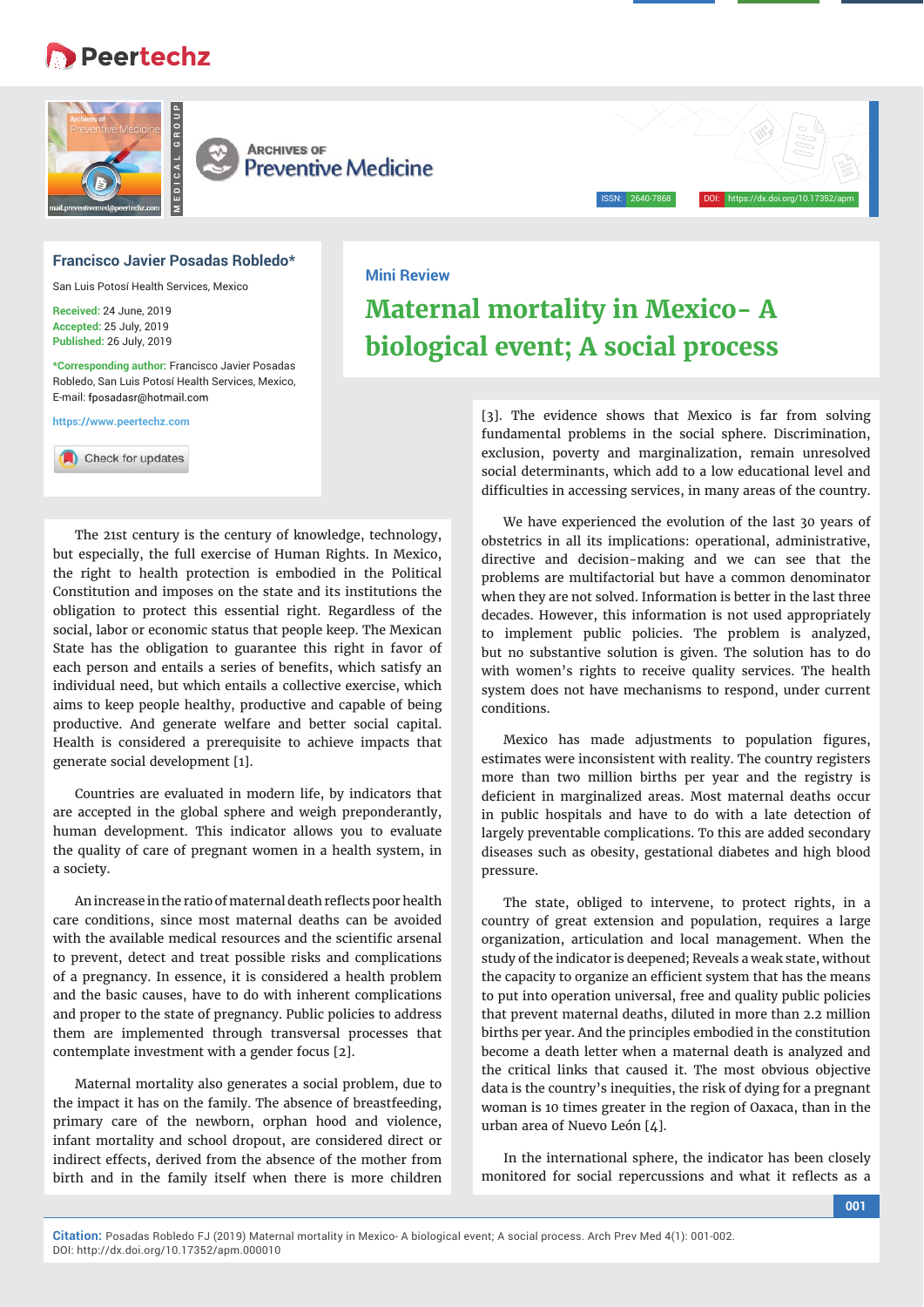Mini Review

# Maternal mortality in Mexico- A biological event; A social process

**Francisco Javier Posadas Robledo***

San Luis Potosí Health Services, Mexico

**Received:** 24 June, 2019
**Accepted:** 25 July, 2019
**Published:** 26 July, 2019

***Corresponding author:** Francisco Javier Posadas Robledo, San Luis Potosí Health Services, Mexico, E-mail: fposadasr@hotmail.com

https://www.peertechz.com

The 21st century is the century of knowledge, technology, but especially, the full exercise of Human Rights. In Mexico, the right to health protection is embodied in the Political Constitution and imposes on the state and its institutions the obligation to protect this essential right. Regardless of the social, labor or economic status that people keep. The Mexican State has the obligation to guarantee this right in favor of each person and entails a series of benefits, which satisfy an individual need, but which entails a collective exercise, which aims to keep people healthy, productive and capable of being productive. And generate welfare and better social capital. Health is considered a prerequisite to achieve impacts that generate social development [1].

Countries are evaluated in modern life, by indicators that are accepted in the global sphere and weigh preponderantly, human development. This indicator allows you to evaluate the quality of care of pregnant women in a health system, in a society.

An increase in the ratio of maternal death reflects poor health care conditions, since most maternal deaths can be avoided with the available medical resources and the scientific arsenal to prevent, detect and treat possible risks and complications of a pregnancy. In essence, it is considered a health problem and the basic causes, have to do with inherent complications and proper to the state of pregnancy. Public policies to address them are implemented through transversal processes that contemplate investment with a gender focus [2].

Maternal mortality also generates a social problem, due to the impact it has on the family. The absence of breastfeeding, primary care of the newborn, orphan hood and violence, infant mortality and school dropout, are considered direct or indirect effects, derived from the absence of the mother from birth and in the family itself when there is more children [3]. The evidence shows that Mexico is far from solving fundamental problems in the social sphere. Discrimination, exclusion, poverty and marginalization, remain unresolved social determinants, which add to a low educational level and difficulties in accessing services, in many areas of the country.

We have experienced the evolution of the last 30 years of obstetrics in all its implications: operational, administrative, directive and decision-making and we can see that the problems are multifactorial but have a common denominator when they are not solved. Information is better in the last three decades. However, this information is not used appropriately to implement public policies. The problem is analyzed, but no substantive solution is given. The solution has to do with women's rights to receive quality services. The health system does not have mechanisms to respond, under current conditions.

Mexico has made adjustments to population figures, estimates were inconsistent with reality. The country registers more than two million births per year and the registry is deficient in marginalized areas. Most maternal deaths occur in public hospitals and have to do with a late detection of largely preventable complications. To this are added secondary diseases such as obesity, gestational diabetes and high blood pressure.

The state, obliged to intervene, to protect rights, in a country of great extension and population, requires a large organization, articulation and local management. When the study of the indicator is deepened; Reveals a weak state, without the capacity to organize an efficient system that has the means to put into operation universal, free and quality public policies that prevent maternal deaths, diluted in more than 2.2 million births per year. And the principles embodied in the constitution become a death letter when a maternal death is analyzed and the critical links that caused it. The most obvious objective data is the country's inequities, the risk of dying for a pregnant woman is 10 times greater in the region of Oaxaca, than in the urban area of Nuevo León [4].

In the international sphere, the indicator has been closely monitored for social repercussions and what it reflects as a

**Citation:** Posadas Robledo FJ (2019) Maternal mortality in Mexico- A biological event; A social process. Arch Prev Med 4(1): 001-002. DOI: http://dx.doi.org/10.17352/apm.000010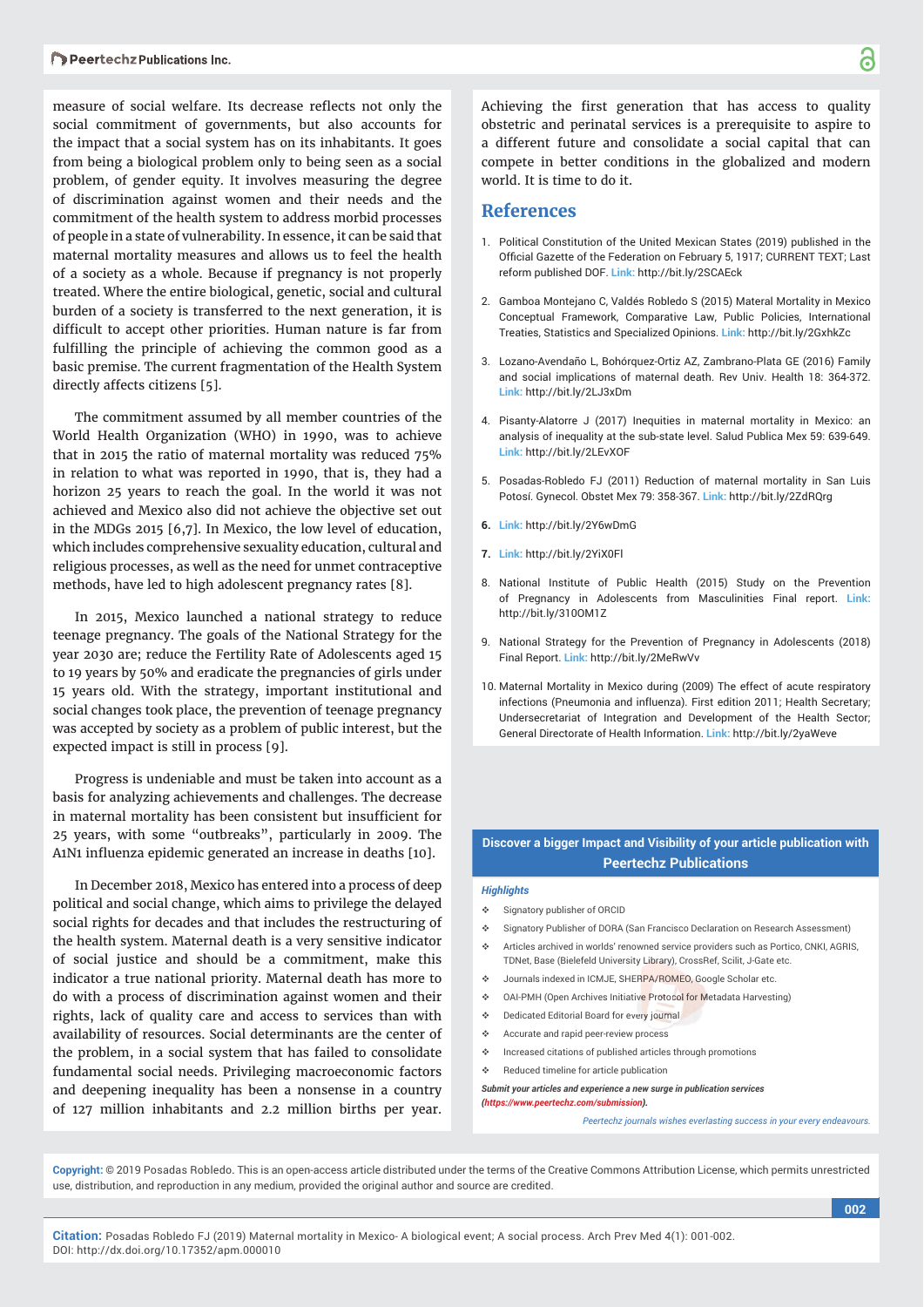measure of social welfare. Its decrease reflects not only the social commitment of governments, but also accounts for the impact that a social system has on its inhabitants. It goes from being a biological problem only to being seen as a social problem, of gender equity. It involves measuring the degree of discrimination against women and their needs and the commitment of the health system to address morbid processes of people in a state of vulnerability. In essence, it can be said that maternal mortality measures and allows us to feel the health of a society as a whole. Because if pregnancy is not properly treated. Where the entire biological, genetic, social and cultural burden of a society is transferred to the next generation, it is difficult to accept other priorities. Human nature is far from fulfilling the principle of achieving the common good as a basic premise. The current fragmentation of the Health System directly affects citizens [5].

The commitment assumed by all member countries of the World Health Organization (WHO) in 1990, was to achieve that in 2015 the ratio of maternal mortality was reduced 75% in relation to what was reported in 1990, that is, they had a horizon 25 years to reach the goal. In the world it was not achieved and Mexico also did not achieve the objective set out in the MDGs 2015 [6,7]. In Mexico, the low level of education, which includes comprehensive sexuality education, cultural and religious processes, as well as the need for unmet contraceptive methods, have led to high adolescent pregnancy rates [8].

In 2015, Mexico launched a national strategy to reduce teenage pregnancy. The goals of the National Strategy for the year 2030 are; reduce the Fertility Rate of Adolescents aged 15 to 19 years by 50% and eradicate the pregnancies of girls under 15 years old. With the strategy, important institutional and social changes took place, the prevention of teenage pregnancy was accepted by society as a problem of public interest, but the expected impact is still in process [9].

Progress is undeniable and must be taken into account as a basis for analyzing achievements and challenges. The decrease in maternal mortality has been consistent but insufficient for 25 years, with some "outbreaks", particularly in 2009. The A1N1 influenza epidemic generated an increase in deaths [10].

In December 2018, Mexico has entered into a process of deep political and social change, which aims to privilege the delayed social rights for decades and that includes the restructuring of the health system. Maternal death is a very sensitive indicator of social justice and should be a commitment, make this indicator a true national priority. Maternal death has more to do with a process of discrimination against women and their rights, lack of quality care and access to services than with availability of resources. Social determinants are the center of the problem, in a social system that has failed to consolidate fundamental social needs. Privileging macroeconomic factors and deepening inequality has been a nonsense in a country of 127 million inhabitants and 2.2 million births per year. Achieving the first generation that has access to quality obstetric and perinatal services is a prerequisite to aspire to a different future and consolidate a social capital that can compete in better conditions in the globalized and modern world. It is time to do it.

## References

1. Political Constitution of the United Mexican States (2019) published in the Official Gazette of the Federation on February 5, 1917; CURRENT TEXT; Last reform published DOF. **Link:** http://bit.ly/2SCAEck
2. Gamboa Montejano C, Valdés Robledo S (2015) Materal Mortality in Mexico Conceptual Framework, Comparative Law, Public Policies, International Treaties, Statistics and Specialized Opinions. **Link:** http://bit.ly/2GxhkZc
3. Lozano-Avendaño L, Bohórquez-Ortiz AZ, Zambrano-Plata GE (2016) Family and social implications of maternal death. Rev Univ. Health 18: 364-372. **Link:** http://bit.ly/2LJ3xDm
4. Pisanty-Alatorre J (2017) Inequities in maternal mortality in Mexico: an analysis of inequality at the sub-state level. Salud Publica Mex 59: 639-649. **Link:** http://bit.ly/2LEvXOF
5. Posadas-Robledo FJ (2011) Reduction of maternal mortality in San Luis Potosí. Gynecol. Obstet Mex 79: 358-367. **Link:** http://bit.ly/2ZdRQrg
6. **Link:** http://bit.ly/2Y6wDmG
7. **Link:** http://bit.ly/2YiX0Fl
8. National Institute of Public Health (2015) Study on the Prevention of Pregnancy in Adolescents from Masculinities Final report. **Link:** http://bit.ly/31OOM1Z
9. National Strategy for the Prevention of Pregnancy in Adolescents (2018) Final Report. **Link:** http://bit.ly/2MeRwVv
10. Maternal Mortality in Mexico during (2009) The effect of acute respiratory infections (Pneumonia and influenza). First edition 2011; Health Secretary; Undersecretariat of Integration and Development of the Health Sector; General Directorate of Health Information. **Link:** http://bit.ly/2yaWeve

**Discover a bigger Impact and Visibility of your article publication with Peertechz Publications**

***Highlights***

- Signatory publisher of ORCID
- Signatory Publisher of DORA (San Francisco Declaration on Research Assessment)
- Articles archived in worlds' renowned service providers such as Portico, CNKI, AGRIS, TDNet, Base (Bielefeld University Library), CrossRef, Scilit, J-Gate etc.
- Journals indexed in ICMJE, SHERPA/ROMEO, Google Scholar etc.
- OAI-PMH (Open Archives Initiative Protocol for Metadata Harvesting)
- Dedicated Editorial Board for every journal
- Accurate and rapid peer-review process
- Increased citations of published articles through promotions
- Reduced timeline for article publication

***Submit your articles and experience a new surge in publication services (https://www.peertechz.com/submission).***

*Peertechz journals wishes everlasting success in your every endeavours.*

**Copyright:** © 2019 Posadas Robledo. This is an open-access article distributed under the terms of the Creative Commons Attribution License, which permits unrestricted use, distribution, and reproduction in any medium, provided the original author and source are credited.